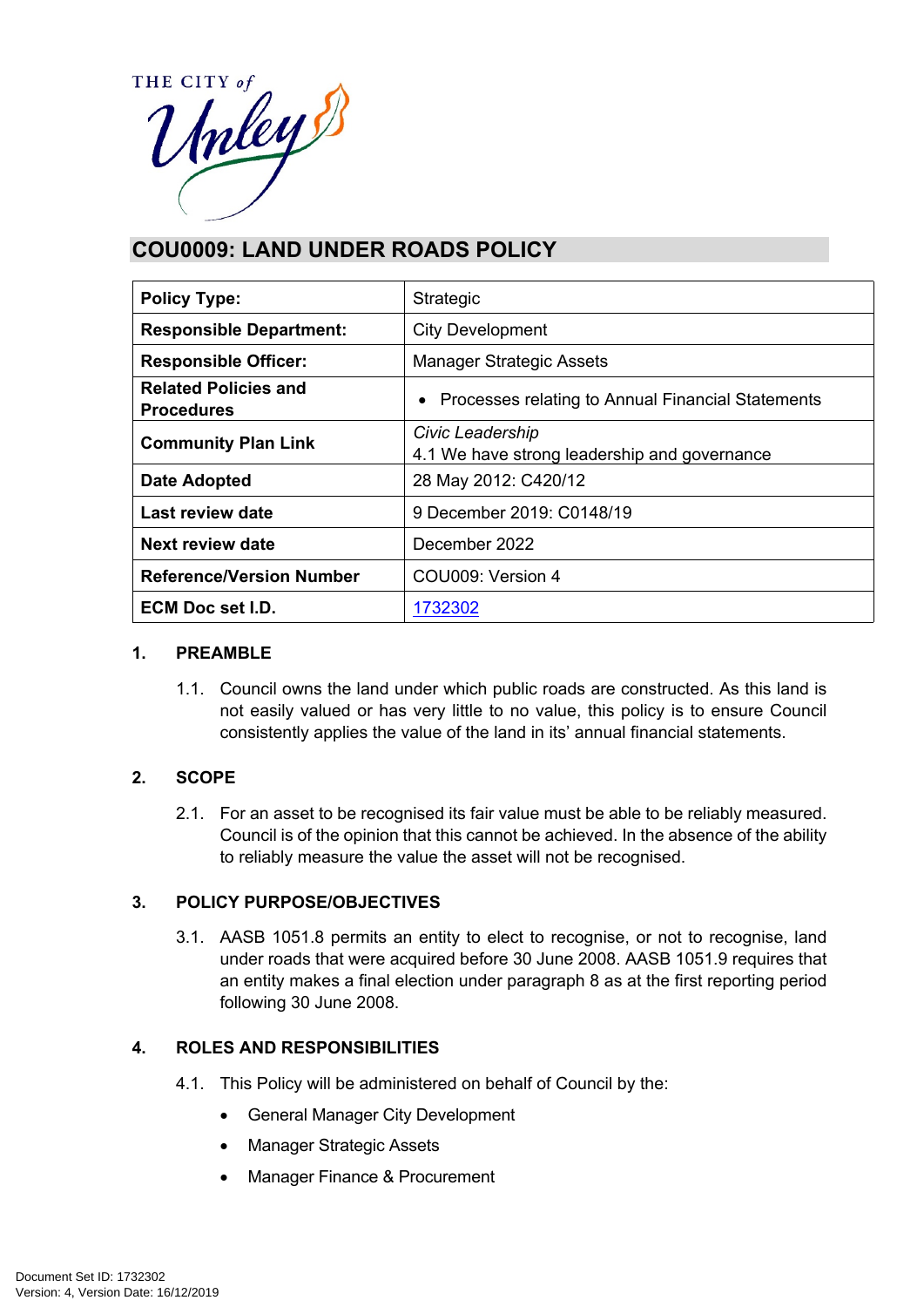# COU0009: LAND UNDER ROADS POLICY

| Policy Type: | Strategic |
|---|---|
| Responsible Department: | City Development |
| Responsible Officer: | Manager Strategic Assets |
| Related Policies and Procedures | • Processes relating to Annual Financial Statements |
| Community Plan Link | *Civic Leadership* 4.1 We have strong leadership and governance |
| Date Adopted | 28 May 2012: C420/12 |
| Last review date | 9 December 2019: C0148/19 |
| Next review date | December 2022 |
| Reference/Version Number | COU009: Version 4 |
| ECM Doc set I.D. | 1732302 |

## 1. PREAMBLE

1.1. Council owns the land under which public roads are constructed. As this land is not easily valued or has very little to no value, this policy is to ensure Council consistently applies the value of the land in its' annual financial statements.

## 2. SCOPE

2.1. For an asset to be recognised its fair value must be able to be reliably measured. Council is of the opinion that this cannot be achieved. In the absence of the ability to reliably measure the value the asset will not be recognised.

## 3. POLICY PURPOSE/OBJECTIVES

3.1. AASB 1051.8 permits an entity to elect to recognise, or not to recognise, land under roads that were acquired before 30 June 2008. AASB 1051.9 requires that an entity makes a final election under paragraph 8 as at the first reporting period following 30 June 2008.

## 4. ROLES AND RESPONSIBILITIES

4.1. This Policy will be administered on behalf of Council by the:

- General Manager City Development
- Manager Strategic Assets
- Manager Finance & Procurement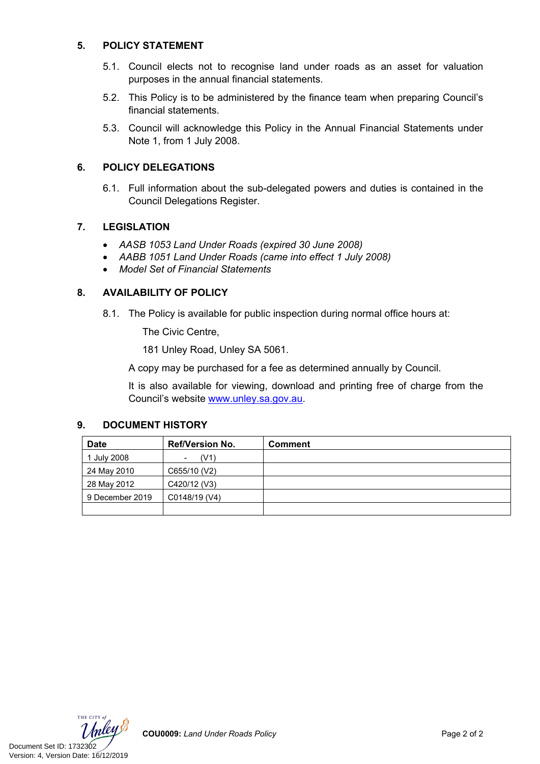## 5. POLICY STATEMENT

5.1. Council elects not to recognise land under roads as an asset for valuation purposes in the annual financial statements.

5.2. This Policy is to be administered by the finance team when preparing Council's financial statements.

5.3. Council will acknowledge this Policy in the Annual Financial Statements under Note 1, from 1 July 2008.

## 6. POLICY DELEGATIONS

6.1. Full information about the sub-delegated powers and duties is contained in the Council Delegations Register.

## 7. LEGISLATION

- *AASB 1053 Land Under Roads (expired 30 June 2008)*
- *AABB 1051 Land Under Roads (came into effect 1 July 2008)*
- *Model Set of Financial Statements*

## 8. AVAILABILITY OF POLICY

8.1. The Policy is available for public inspection during normal office hours at:

The Civic Centre,

181 Unley Road, Unley SA 5061.

A copy may be purchased for a fee as determined annually by Council.

It is also available for viewing, download and printing free of charge from the Council's website www.unley.sa.gov.au.

## 9. DOCUMENT HISTORY

| Date | Ref/Version No. | Comment |
|---|---|---|
| 1 July 2008 | - (V1) | |
| 24 May 2010 | C655/10 (V2) | |
| 28 May 2012 | C420/12 (V3) | |
| 9 December 2019 | C0148/19 (V4) | |
| | | |